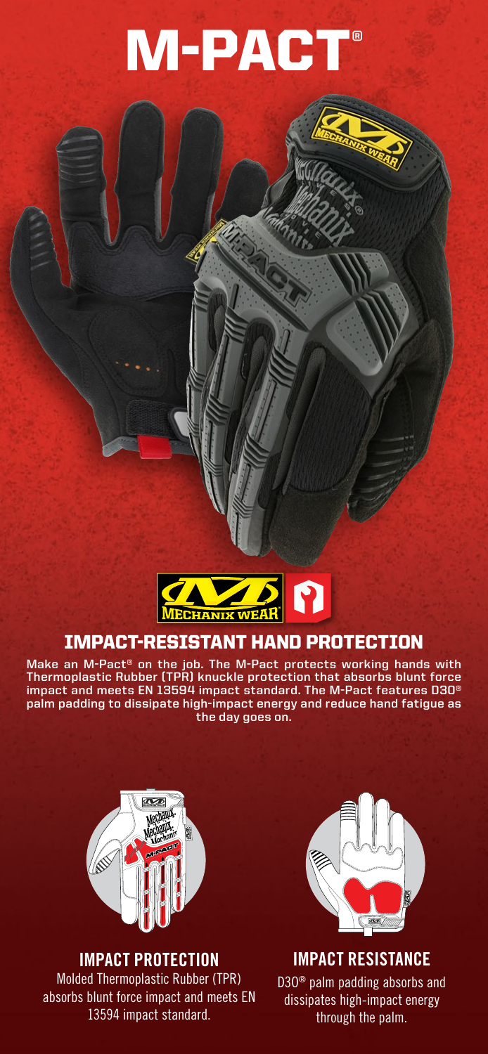# M-PACT®

## IMPACT-RESISTANT HAND PROTECTION

Make an M-Pact® on the job. The M-Pact protects working hands with Thermoplastic Rubber (TPR) knuckle protection that absorbs blunt force impact and meets EN 13594 impact standard. The M-Pact features D3O® palm padding to dissipate high-impact energy and reduce hand fatigue as the day goes on.

### IMPACT PROTECTION

Molded Thermoplastic Rubber (TPR) absorbs blunt force impact and meets EN 13594 impact standard.

### IMPACT RESISTANCE

D3O® palm padding absorbs and dissipates high-impact energy through the palm.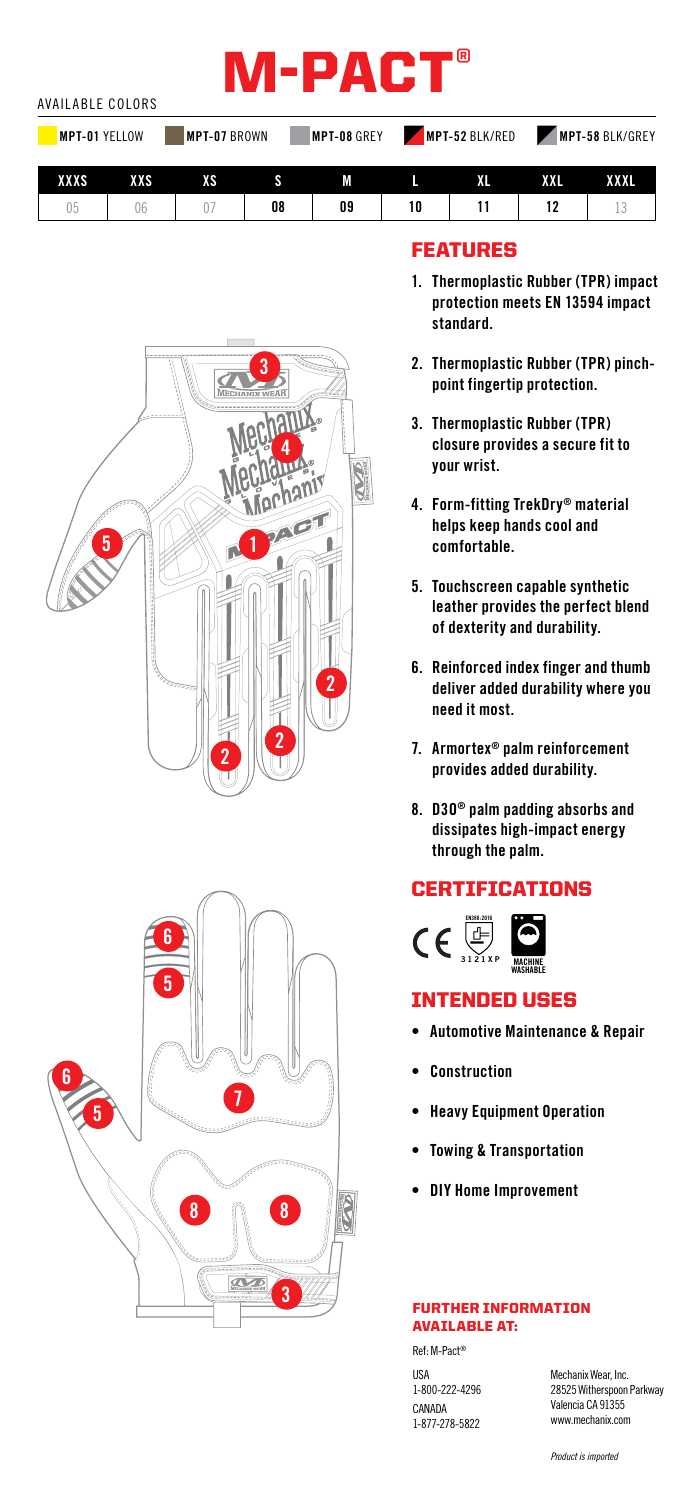# M-PACT®

AVAILABLE COLORS

MPT-01 YELLOW | MPT-07 BROWN | MPT-08 GREY | MPT-52 BLK/RED | MPT-58 BLK/GREY

| XXXS | XXS | XS | S | M | L | XL | XXL | XXXL |
|---|---|---|---|---|---|---|---|---|
| 05 | 06 | 07 | 08 | 09 | 10 | 11 | 12 | 13 |

## FEATURES

1. Thermoplastic Rubber (TPR) impact protection meets EN 13594 impact standard.
2. Thermoplastic Rubber (TPR) pinch-point fingertip protection.
3. Thermoplastic Rubber (TPR) closure provides a secure fit to your wrist.
4. Form-fitting TrekDry® material helps keep hands cool and comfortable.
5. Touchscreen capable synthetic leather provides the perfect blend of dexterity and durability.
6. Reinforced index finger and thumb deliver added durability where you need it most.
7. Armortex® palm reinforcement provides added durability.
8. D3O® palm padding absorbs and dissipates high-impact energy through the palm.

## CERTIFICATIONS

CE EN388:2016 3121XP MACHINE WASHABLE

## INTENDED USES

- Automotive Maintenance & Repair
- Construction
- Heavy Equipment Operation
- Towing & Transportation
- DIY Home Improvement

#### FURTHER INFORMATION AVAILABLE AT:

Ref: M-Pact®

USA
1-800-222-4296
CANADA
1-877-278-5822

Mechanix Wear, Inc.
28525 Witherspoon Parkway
Valencia CA 91355
www.mechanix.com

*Product is imported*